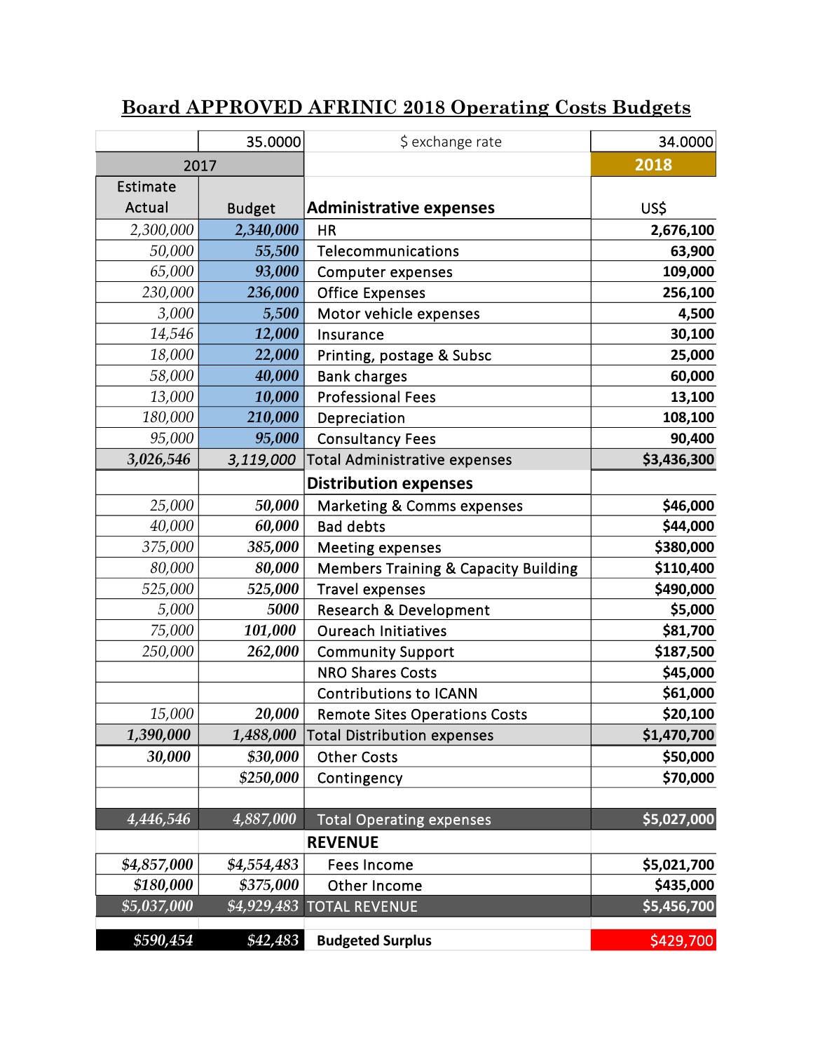# Board APPROVED AFRINIC 2018 Operating Costs Budgets

| | 35.0000 | $ exchange rate | 34.0000 |
|---|---|---|---|
| 2017 | | | 2018 |
| Estimate Actual | Budget | **Administrative expenses** | US$ |
| 2,300,000 | 2,340,000 | HR | 2,676,100 |
| 50,000 | 55,500 | Telecommunications | 63,900 |
| 65,000 | 93,000 | Computer expenses | 109,000 |
| 230,000 | 236,000 | Office Expenses | 256,100 |
| 3,000 | 5,500 | Motor vehicle expenses | 4,500 |
| 14,546 | 12,000 | Insurance | 30,100 |
| 18,000 | 22,000 | Printing, postage & Subsc | 25,000 |
| 58,000 | 40,000 | Bank charges | 60,000 |
| 13,000 | 10,000 | Professional Fees | 13,100 |
| 180,000 | 210,000 | Depreciation | 108,100 |
| 95,000 | 95,000 | Consultancy Fees | 90,400 |
| 3,026,546 | 3,119,000 | Total Administrative expenses | $3,436,300 |
| | | **Distribution expenses** | |
| 25,000 | 50,000 | Marketing & Comms expenses | $46,000 |
| 40,000 | 60,000 | Bad debts | $44,000 |
| 375,000 | 385,000 | Meeting expenses | $380,000 |
| 80,000 | 80,000 | Members Training & Capacity Building | $110,400 |
| 525,000 | 525,000 | Travel expenses | $490,000 |
| 5,000 | 5000 | Research & Development | $5,000 |
| 75,000 | 101,000 | Oureach Initiatives | $81,700 |
| 250,000 | 262,000 | Community Support | $187,500 |
| | | NRO Shares Costs | $45,000 |
| | | Contributions to ICANN | $61,000 |
| 15,000 | 20,000 | Remote Sites Operations Costs | $20,100 |
| 1,390,000 | 1,488,000 | Total Distribution expenses | $1,470,700 |
| 30,000 | $30,000 | Other Costs | $50,000 |
| | $250,000 | Contingency | $70,000 |
| | | | |
| 4,446,546 | 4,887,000 | Total Operating expenses | $5,027,000 |
| | | **REVENUE** | |
| $4,857,000 | $4,554,483 | Fees Income | $5,021,700 |
| $180,000 | $375,000 | Other Income | $435,000 |
| $5,037,000 | $4,929,483 | TOTAL REVENUE | $5,456,700 |
| $590,454 | $42,483 | **Budgeted Surplus** | $429,700 |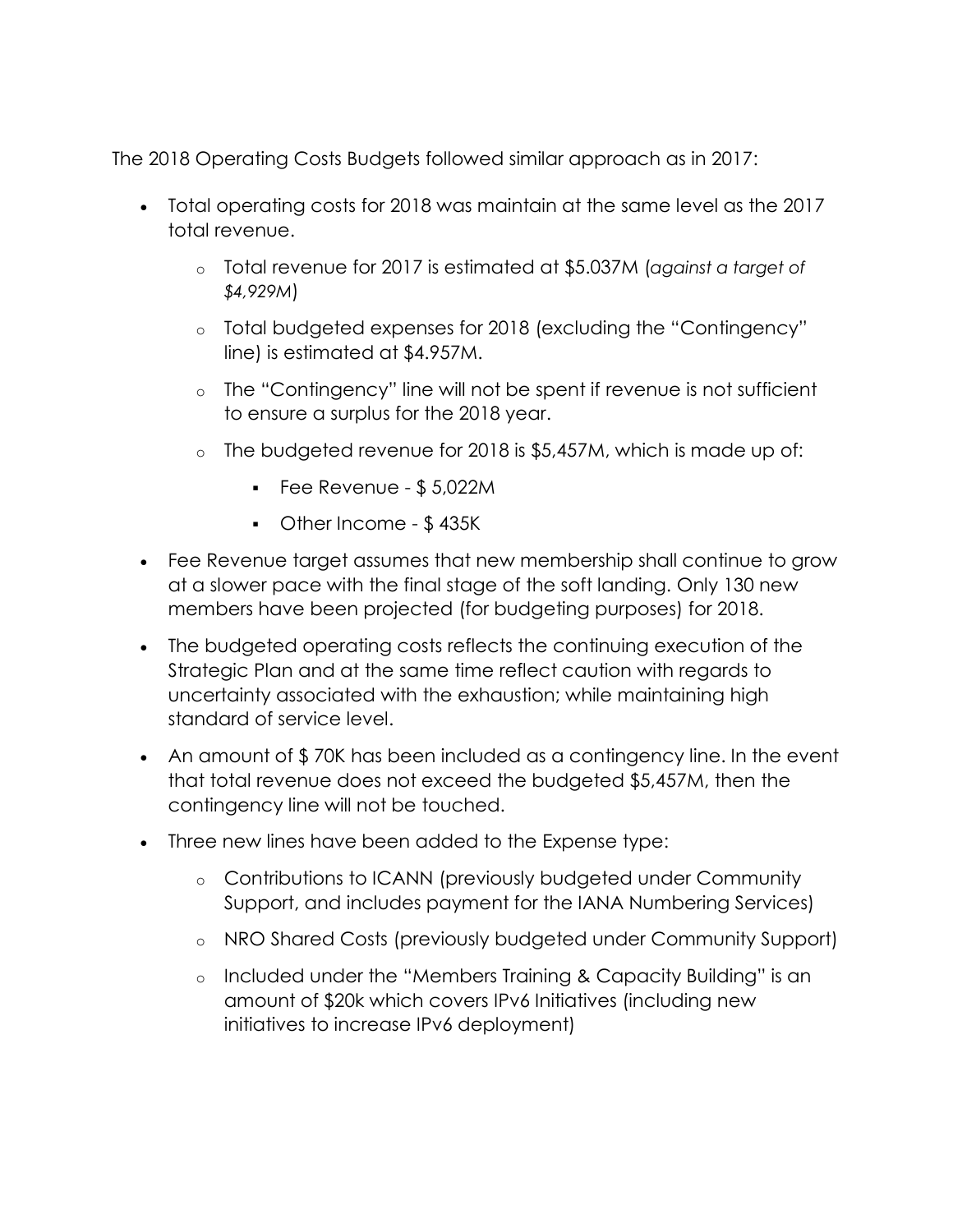The 2018 Operating Costs Budgets followed similar approach as in 2017:

- Total operating costs for 2018 was maintain at the same level as the 2017 total revenue.
  - Total revenue for 2017 is estimated at $5.037M (*against a target of $4,929M*)
  - Total budgeted expenses for 2018 (excluding the "Contingency" line) is estimated at $4.957M.
  - The "Contingency" line will not be spent if revenue is not sufficient to ensure a surplus for the 2018 year.
  - The budgeted revenue for 2018 is $5,457M, which is made up of:
    - Fee Revenue - $ 5,022M
    - Other Income - $ 435K
- Fee Revenue target assumes that new membership shall continue to grow at a slower pace with the final stage of the soft landing. Only 130 new members have been projected (for budgeting purposes) for 2018.
- The budgeted operating costs reflects the continuing execution of the Strategic Plan and at the same time reflect caution with regards to uncertainty associated with the exhaustion; while maintaining high standard of service level.
- An amount of $ 70K has been included as a contingency line. In the event that total revenue does not exceed the budgeted $5,457M, then the contingency line will not be touched.
- Three new lines have been added to the Expense type:
  - Contributions to ICANN (previously budgeted under Community Support, and includes payment for the IANA Numbering Services)
  - NRO Shared Costs (previously budgeted under Community Support)
  - Included under the "Members Training & Capacity Building" is an amount of $20k which covers IPv6 Initiatives (including new initiatives to increase IPv6 deployment)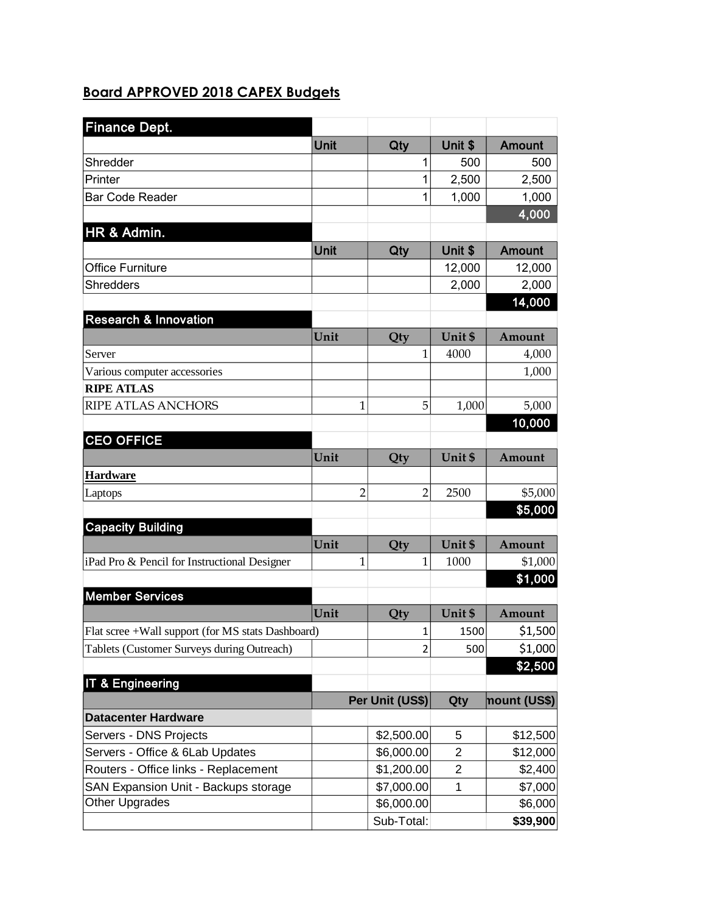## Board APPROVED 2018 CAPEX Budgets

| Finance Dept. | | | | |
|---|---|---|---|---|
| | Unit | Qty | Unit $ | Amount |
| Shredder | | 1 | 500 | 500 |
| Printer | | 1 | 2,500 | 2,500 |
| Bar Code Reader | | 1 | 1,000 | 1,000 |
| | | | | **4,000** |

| HR & Admin. | | | | |
|---|---|---|---|---|
| | Unit | Qty | Unit $ | Amount |
| Office Furniture | | | 12,000 | 12,000 |
| Shredders | | | 2,000 | 2,000 |
| | | | | **14,000** |

| Research & Innovation | | | | |
|---|---|---|---|---|
| | Unit | Qty | Unit $ | Amount |
| Server | | 1 | 4000 | 4,000 |
| Various computer accessories | | | | 1,000 |
| **RIPE ATLAS** | | | | |
| RIPE ATLAS ANCHORS | 1 | 5 | 1,000 | 5,000 |
| | | | | **10,000** |

| CEO OFFICE | | | | |
|---|---|---|---|---|
| | Unit | Qty | Unit $ | Amount |
| **Hardware** | | | | |
| Laptops | 2 | 2 | 2500 | $5,000 |
| | | | | **$5,000** |

| Capacity Building | | | | |
|---|---|---|---|---|
| | Unit | Qty | Unit $ | Amount |
| iPad Pro & Pencil for Instructional Designer | 1 | 1 | 1000 | $1,000 |
| | | | | **$1,000** |

| Member Services | | | | |
|---|---|---|---|---|
| | Unit | Qty | Unit $ | Amount |
| Flat scree +Wall support (for MS stats Dashboard) | | 1 | 1500 | $1,500 |
| Tablets (Customer Surveys during Outreach) | | 2 | 500 | $1,000 |
| | | | | **$2,500** |

| IT & Engineering | | | | |
|---|---|---|---|---|
| | | Per Unit (US$) | Qty | Amount (US$) |
| **Datacenter Hardware** | | | | |
| Servers - DNS Projects | | $2,500.00 | 5 | $12,500 |
| Servers - Office & 6Lab Updates | | $6,000.00 | 2 | $12,000 |
| Routers - Office links - Replacement | | $1,200.00 | 2 | $2,400 |
| SAN Expansion Unit - Backups storage | | $7,000.00 | 1 | $7,000 |
| Other Upgrades | | $6,000.00 | | $6,000 |
| | | Sub-Total: | | **$39,900** |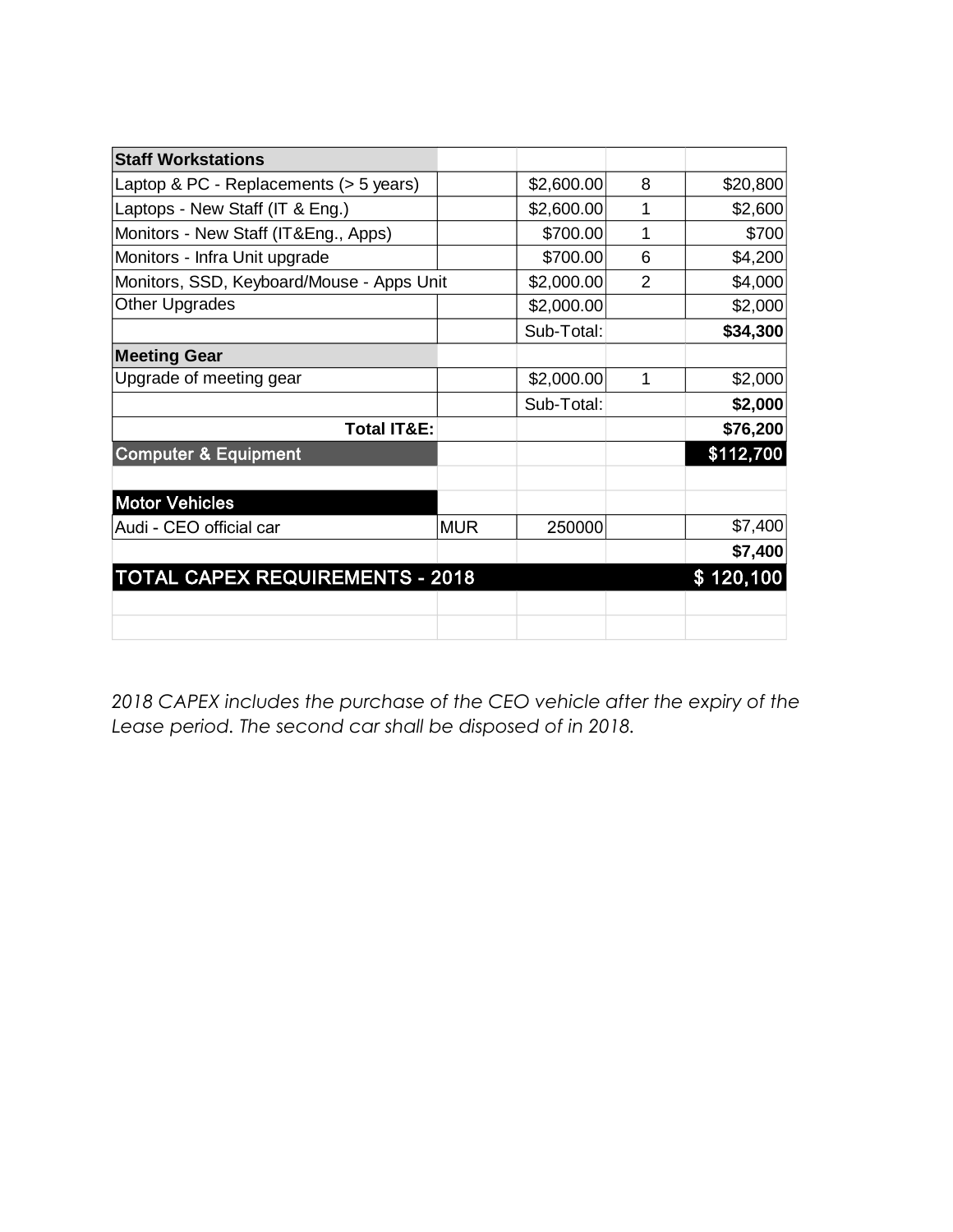| | | | | |
|---|---|---|---|---|
| **Staff Workstations** | | | | |
| Laptop & PC - Replacements (> 5 years) | | $2,600.00 | 8 | $20,800 |
| Laptops - New Staff (IT & Eng.) | | $2,600.00 | 1 | $2,600 |
| Monitors - New Staff (IT&Eng., Apps) | | $700.00 | 1 | $700 |
| Monitors - Infra Unit upgrade | | $700.00 | 6 | $4,200 |
| Monitors, SSD, Keyboard/Mouse - Apps Unit | | $2,000.00 | 2 | $4,000 |
| Other Upgrades | | $2,000.00 | | $2,000 |
| | | Sub-Total: | | **$34,300** |
| **Meeting Gear** | | | | |
| Upgrade of meeting gear | | $2,000.00 | 1 | $2,000 |
| | | Sub-Total: | | **$2,000** |
| **Total IT&E:** | | | | **$76,200** |
| **Computer & Equipment** | | | | **$112,700** |
| | | | | |
| **Motor Vehicles** | | | | |
| Audi - CEO official car | MUR | 250000 | | $7,400 |
| | | | | **$7,400** |
| **TOTAL CAPEX REQUIREMENTS - 2018** | | | | **$ 120,100** |

*2018 CAPEX includes the purchase of the CEO vehicle after the expiry of the Lease period. The second car shall be disposed of in 2018.*